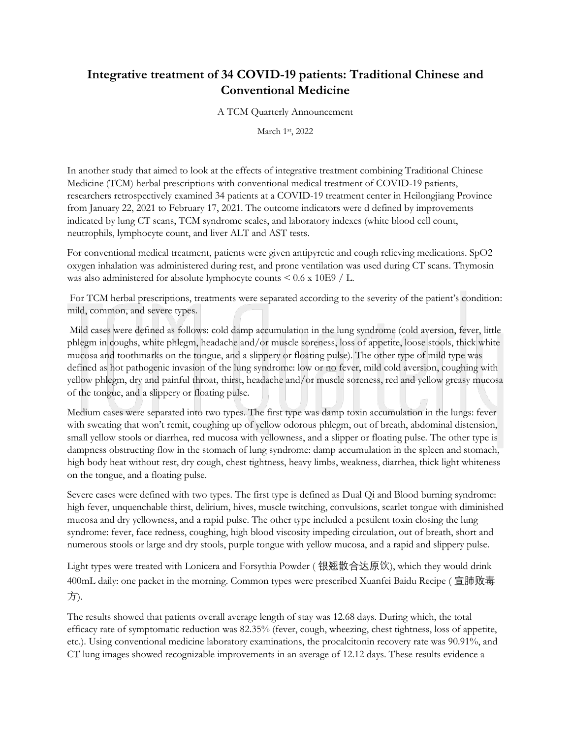# Integrative treatment of 34 COVID-19 patients: Traditional Chinese and Conventional Medicine

A TCM Quarterly Announcement

March 1st, 2022

In another study that aimed to look at the effects of integrative treatment combining Traditional Chinese Medicine (TCM) herbal prescriptions with conventional medical treatment of COVID-19 patients, researchers retrospectively examined 34 patients at a COVID-19 treatment center in Heilongjiang Province from January 22, 2021 to February 17, 2021. The outcome indicators were d defined by improvements indicated by lung CT scans, TCM syndrome scales, and laboratory indexes (white blood cell count, neutrophils, lymphocyte count, and liver ALT and AST tests.

For conventional medical treatment, patients were given antipyretic and cough relieving medications. SpO2 oxygen inhalation was administered during rest, and prone ventilation was used during CT scans. Thymosin was also administered for absolute lymphocyte counts < 0.6 x 10E9 / L.

For TCM herbal prescriptions, treatments were separated according to the severity of the patient's condition: mild, common, and severe types.

Mild cases were defined as follows: cold damp accumulation in the lung syndrome (cold aversion, fever, little phlegm in coughs, white phlegm, headache and/or muscle soreness, loss of appetite, loose stools, thick white mucosa and toothmarks on the tongue, and a slippery or floating pulse). The other type of mild type was defined as hot pathogenic invasion of the lung syndrome: low or no fever, mild cold aversion, coughing with yellow phlegm, dry and painful throat, thirst, headache and/or muscle soreness, red and yellow greasy mucosa of the tongue, and a slippery or floating pulse.

Medium cases were separated into two types. The first type was damp toxin accumulation in the lungs: fever with sweating that won't remit, coughing up of yellow odorous phlegm, out of breath, abdominal distension, small yellow stools or diarrhea, red mucosa with yellowness, and a slipper or floating pulse. The other type is dampness obstructing flow in the stomach of lung syndrome: damp accumulation in the spleen and stomach, high body heat without rest, dry cough, chest tightness, heavy limbs, weakness, diarrhea, thick light whiteness on the tongue, and a floating pulse.

Severe cases were defined with two types. The first type is defined as Dual Qi and Blood burning syndrome: high fever, unquenchable thirst, delirium, hives, muscle twitching, convulsions, scarlet tongue with diminished mucosa and dry yellowness, and a rapid pulse. The other type included a pestilent toxin closing the lung syndrome: fever, face redness, coughing, high blood viscosity impeding circulation, out of breath, short and numerous stools or large and dry stools, purple tongue with yellow mucosa, and a rapid and slippery pulse.

Light types were treated with Lonicera and Forsythia Powder ( 银翘散合达原饮), which they would drink 400mL daily: one packet in the morning. Common types were prescribed Xuanfei Baidu Recipe ( 宣肺败毒方).

The results showed that patients overall average length of stay was 12.68 days. During which, the total efficacy rate of symptomatic reduction was 82.35% (fever, cough, wheezing, chest tightness, loss of appetite, etc.). Using conventional medicine laboratory examinations, the procalcitonin recovery rate was 90.91%, and CT lung images showed recognizable improvements in an average of 12.12 days. These results evidence a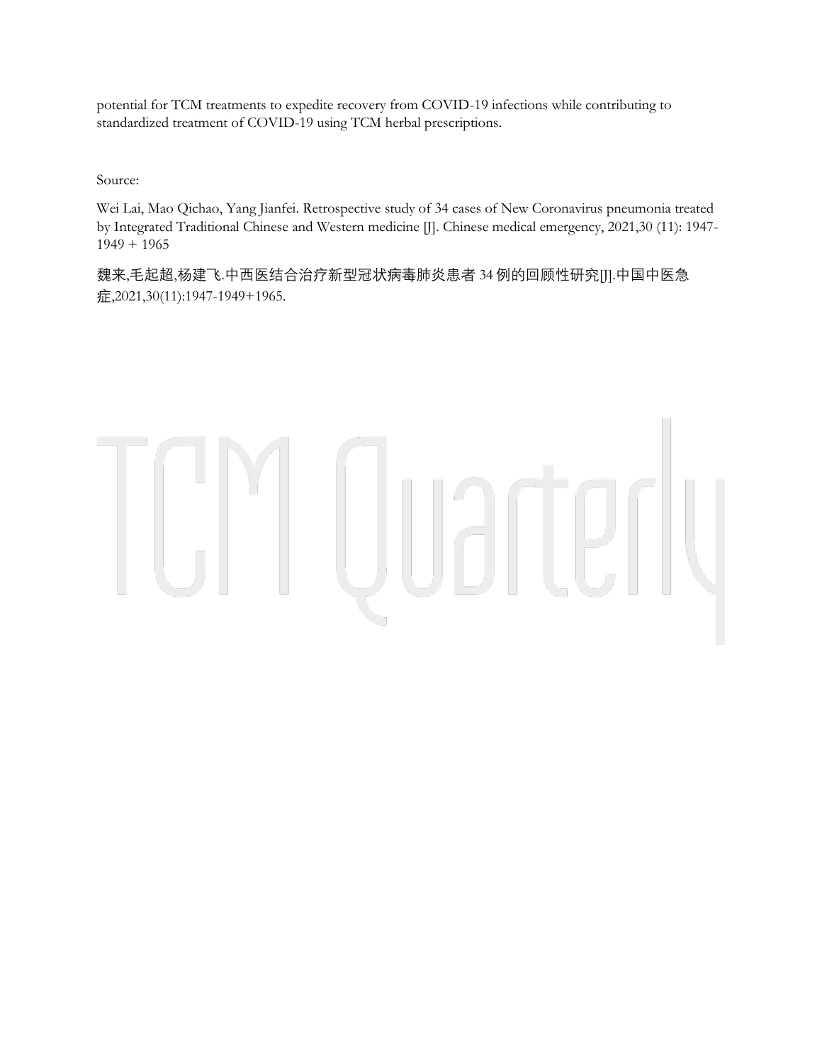potential for TCM treatments to expedite recovery from COVID-19 infections while contributing to standardized treatment of COVID-19 using TCM herbal prescriptions.

Source:

Wei Lai, Mao Qichao, Yang Jianfei. Retrospective study of 34 cases of New Coronavirus pneumonia treated by Integrated Traditional Chinese and Western medicine [J]. Chinese medical emergency, 2021,30 (11): 1947-1949 + 1965

魏来,毛起超,杨建飞.中西医结合治疗新型冠状病毒肺炎患者 34 例的回顾性研究[J].中国中医急症,2021,30(11):1947-1949+1965.